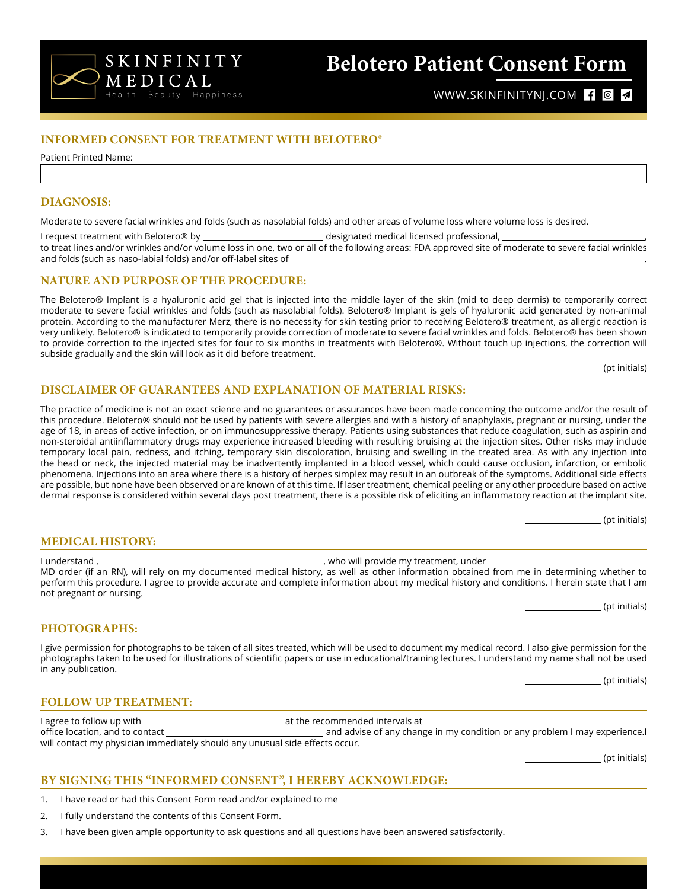SKINFINITY MEDICAL
Health - Beauty - Happiness

# Belotero Patient Consent Form

WWW.SKINFINITYNJ.COM

## INFORMED CONSENT FOR TREATMENT WITH BELOTERO®

Patient Printed Name:

____________________________________________

## DIAGNOSIS:

Moderate to severe facial wrinkles and folds (such as nasolabial folds) and other areas of volume loss where volume loss is desired.

I request treatment with Belotero® by ______________________ designated medical licensed professional, ______________________, to treat lines and/or wrinkles and/or volume loss in one, two or all of the following areas: FDA approved site of moderate to severe facial wrinkles and folds (such as naso-labial folds) and/or off-label sites of ______________________.

## NATURE AND PURPOSE OF THE PROCEDURE:

The Belotero® Implant is a hyaluronic acid gel that is injected into the middle layer of the skin (mid to deep dermis) to temporarily correct moderate to severe facial wrinkles and folds (such as nasolabial folds). Belotero® Implant is gels of hyaluronic acid generated by non-animal protein. According to the manufacturer Merz, there is no necessity for skin testing prior to receiving Belotero® treatment, as allergic reaction is very unlikely. Belotero® is indicated to temporarily provide correction of moderate to severe facial wrinkles and folds. Belotero® has been shown to provide correction to the injected sites for four to six months in treatments with Belotero®. Without touch up injections, the correction will subside gradually and the skin will look as it did before treatment.

__________ (pt initials)

## DISCLAIMER OF GUARANTEES AND EXPLANATION OF MATERIAL RISKS:

The practice of medicine is not an exact science and no guarantees or assurances have been made concerning the outcome and/or the result of this procedure. Belotero® should not be used by patients with severe allergies and with a history of anaphylaxis, pregnant or nursing, under the age of 18, in areas of active infection, or on immunosuppressive therapy. Patients using substances that reduce coagulation, such as aspirin and non-steroidal antiinflammatory drugs may experience increased bleeding with resulting bruising at the injection sites. Other risks may include temporary local pain, redness, and itching, temporary skin discoloration, bruising and swelling in the treated area. As with any injection into the head or neck, the injected material may be inadvertently implanted in a blood vessel, which could cause occlusion, infarction, or embolic phenomena. Injections into an area where there is a history of herpes simplex may result in an outbreak of the symptoms. Additional side effects are possible, but none have been observed or are known of at this time. If laser treatment, chemical peeling or any other procedure based on active dermal response is considered within several days post treatment, there is a possible risk of eliciting an inflammatory reaction at the implant site.

__________ (pt initials)

## MEDICAL HISTORY:

I understand , ______________________, who will provide my treatment, under ______________________ MD order (if an RN), will rely on my documented medical history, as well as other information obtained from me in determining whether to perform this procedure. I agree to provide accurate and complete information about my medical history and conditions. I herein state that I am not pregnant or nursing.

__________ (pt initials)

## PHOTOGRAPHS:

I give permission for photographs to be taken of all sites treated, which will be used to document my medical record. I also give permission for the photographs taken to be used for illustrations of scientific papers or use in educational/training lectures. I understand my name shall not be used in any publication.

__________ (pt initials)

## FOLLOW UP TREATMENT:

I agree to follow up with ______________________ at the recommended intervals at ______________________ office location, and to contact ______________________ and advise of any change in my condition or any problem I may experience.I will contact my physician immediately should any unusual side effects occur.

__________ (pt initials)

## BY SIGNING THIS "INFORMED CONSENT", I HEREBY ACKNOWLEDGE:

1. I have read or had this Consent Form read and/or explained to me
2. I fully understand the contents of this Consent Form.
3. I have been given ample opportunity to ask questions and all questions have been answered satisfactorily.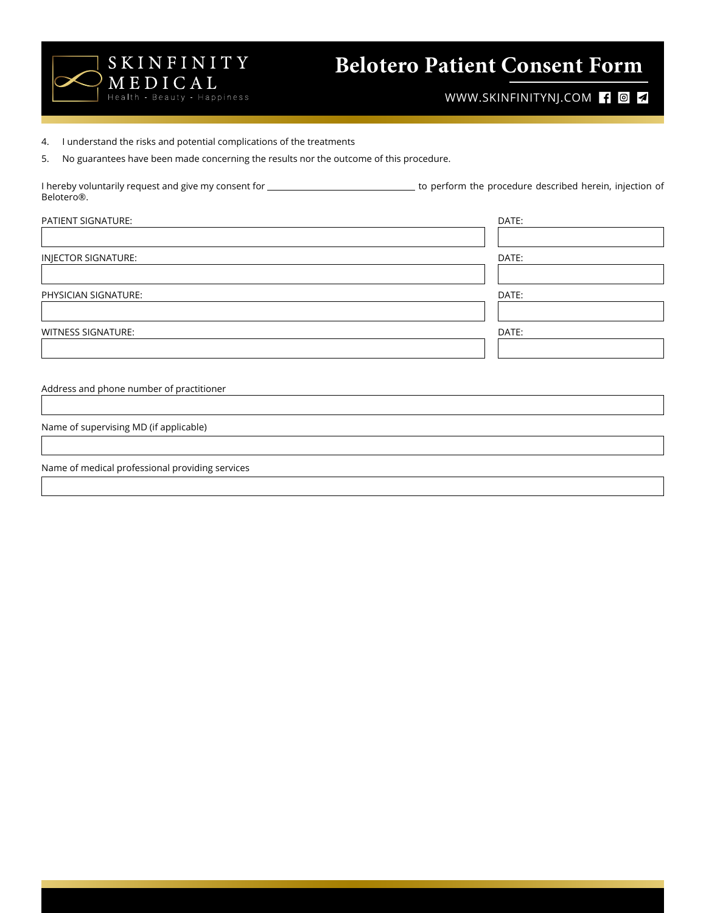4. I understand the risks and potential complications of the treatments
5. No guarantees have been made concerning the results nor the outcome of this procedure.

I hereby voluntarily request and give my consent for ______________________________ to perform the procedure described herein, injection of Belotero®.

| | |
|---|---|
| PATIENT SIGNATURE: | DATE: |
| INJECTOR SIGNATURE: | DATE: |
| PHYSICIAN SIGNATURE: | DATE: |
| WITNESS SIGNATURE: | DATE: |

Address and phone number of practitioner

Name of supervising MD (if applicable)

Name of medical professional providing services